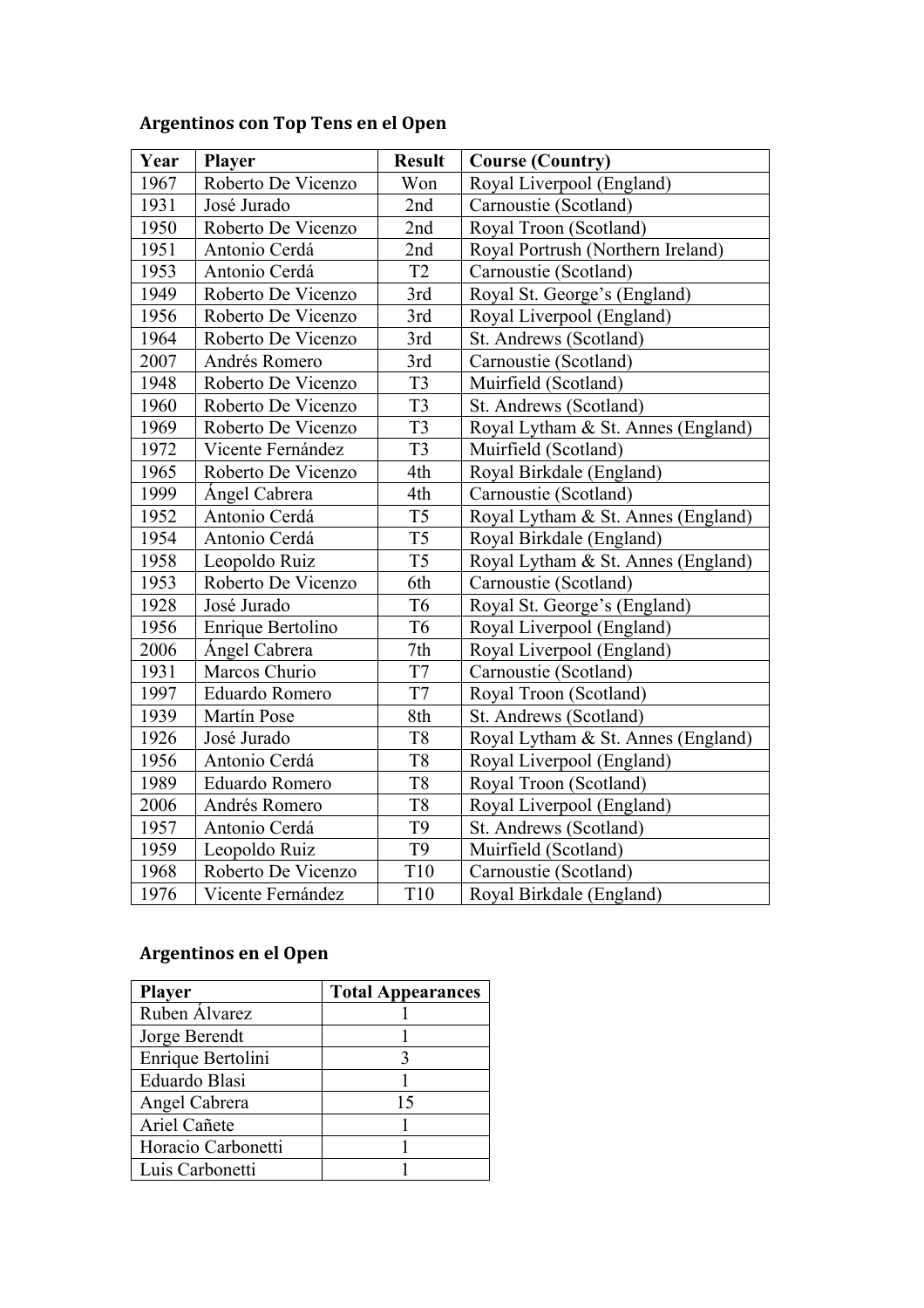## Argentinos con Top Tens en el Open

| Year | Player | Result | Course (Country) |
|---|---|---|---|
| 1967 | Roberto De Vicenzo | Won | Royal Liverpool (England) |
| 1931 | José Jurado | 2nd | Carnoustie (Scotland) |
| 1950 | Roberto De Vicenzo | 2nd | Royal Troon (Scotland) |
| 1951 | Antonio Cerdá | 2nd | Royal Portrush (Northern Ireland) |
| 1953 | Antonio Cerdá | T2 | Carnoustie (Scotland) |
| 1949 | Roberto De Vicenzo | 3rd | Royal St. George's (England) |
| 1956 | Roberto De Vicenzo | 3rd | Royal Liverpool (England) |
| 1964 | Roberto De Vicenzo | 3rd | St. Andrews (Scotland) |
| 2007 | Andrés Romero | 3rd | Carnoustie (Scotland) |
| 1948 | Roberto De Vicenzo | T3 | Muirfield (Scotland) |
| 1960 | Roberto De Vicenzo | T3 | St. Andrews (Scotland) |
| 1969 | Roberto De Vicenzo | T3 | Royal Lytham & St. Annes (England) |
| 1972 | Vicente Fernández | T3 | Muirfield (Scotland) |
| 1965 | Roberto De Vicenzo | 4th | Royal Birkdale (England) |
| 1999 | Ángel Cabrera | 4th | Carnoustie (Scotland) |
| 1952 | Antonio Cerdá | T5 | Royal Lytham & St. Annes (England) |
| 1954 | Antonio Cerdá | T5 | Royal Birkdale (England) |
| 1958 | Leopoldo Ruiz | T5 | Royal Lytham & St. Annes (England) |
| 1953 | Roberto De Vicenzo | 6th | Carnoustie (Scotland) |
| 1928 | José Jurado | T6 | Royal St. George's (England) |
| 1956 | Enrique Bertolino | T6 | Royal Liverpool (England) |
| 2006 | Ángel Cabrera | 7th | Royal Liverpool (England) |
| 1931 | Marcos Churio | T7 | Carnoustie (Scotland) |
| 1997 | Eduardo Romero | T7 | Royal Troon (Scotland) |
| 1939 | Martín Pose | 8th | St. Andrews (Scotland) |
| 1926 | José Jurado | T8 | Royal Lytham & St. Annes (England) |
| 1956 | Antonio Cerdá | T8 | Royal Liverpool (England) |
| 1989 | Eduardo Romero | T8 | Royal Troon (Scotland) |
| 2006 | Andrés Romero | T8 | Royal Liverpool (England) |
| 1957 | Antonio Cerdá | T9 | St. Andrews (Scotland) |
| 1959 | Leopoldo Ruiz | T9 | Muirfield (Scotland) |
| 1968 | Roberto De Vicenzo | T10 | Carnoustie (Scotland) |
| 1976 | Vicente Fernández | T10 | Royal Birkdale (England) |

## Argentinos en el Open

| Player | Total Appearances |
|---|---|
| Ruben Álvarez | 1 |
| Jorge Berendt | 1 |
| Enrique Bertolini | 3 |
| Eduardo Blasi | 1 |
| Angel Cabrera | 15 |
| Ariel Cañete | 1 |
| Horacio Carbonetti | 1 |
| Luis Carbonetti | 1 |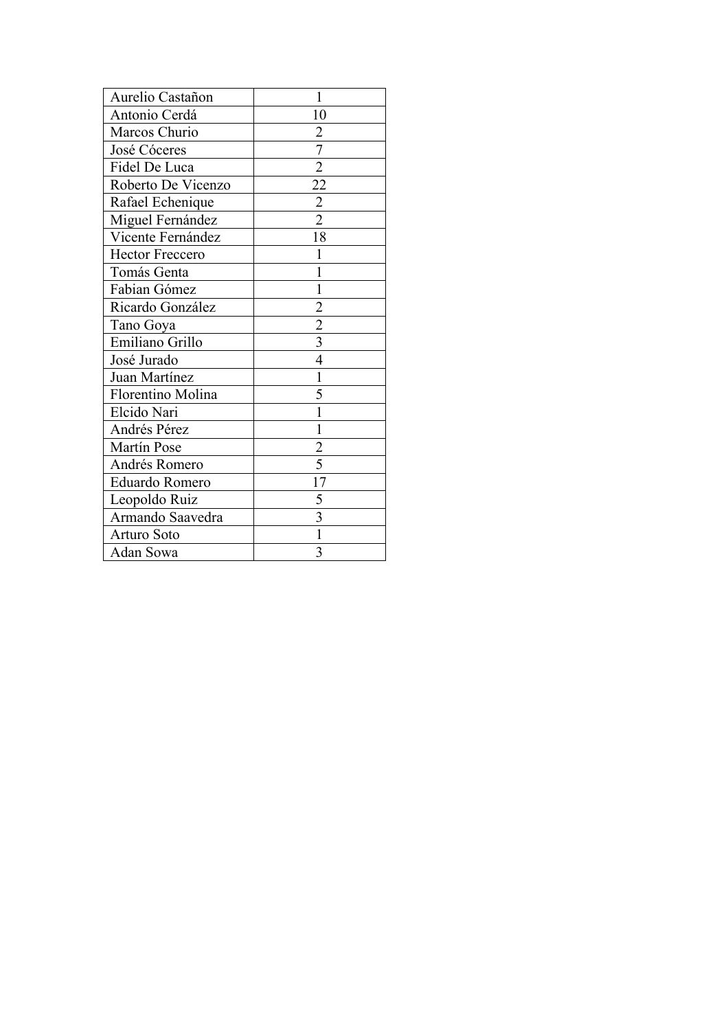| | |
|---|---|
| Aurelio Castañon | 1 |
| Antonio Cerdá | 10 |
| Marcos Churio | 2 |
| José Cóceres | 7 |
| Fidel De Luca | 2 |
| Roberto De Vicenzo | 22 |
| Rafael Echenique | 2 |
| Miguel Fernández | 2 |
| Vicente Fernández | 18 |
| Hector Freccero | 1 |
| Tomás Genta | 1 |
| Fabian Gómez | 1 |
| Ricardo González | 2 |
| Tano Goya | 2 |
| Emiliano Grillo | 3 |
| José Jurado | 4 |
| Juan Martínez | 1 |
| Florentino Molina | 5 |
| Elcido Nari | 1 |
| Andrés Pérez | 1 |
| Martín Pose | 2 |
| Andrés Romero | 5 |
| Eduardo Romero | 17 |
| Leopoldo Ruiz | 5 |
| Armando Saavedra | 3 |
| Arturo Soto | 1 |
| Adan Sowa | 3 |